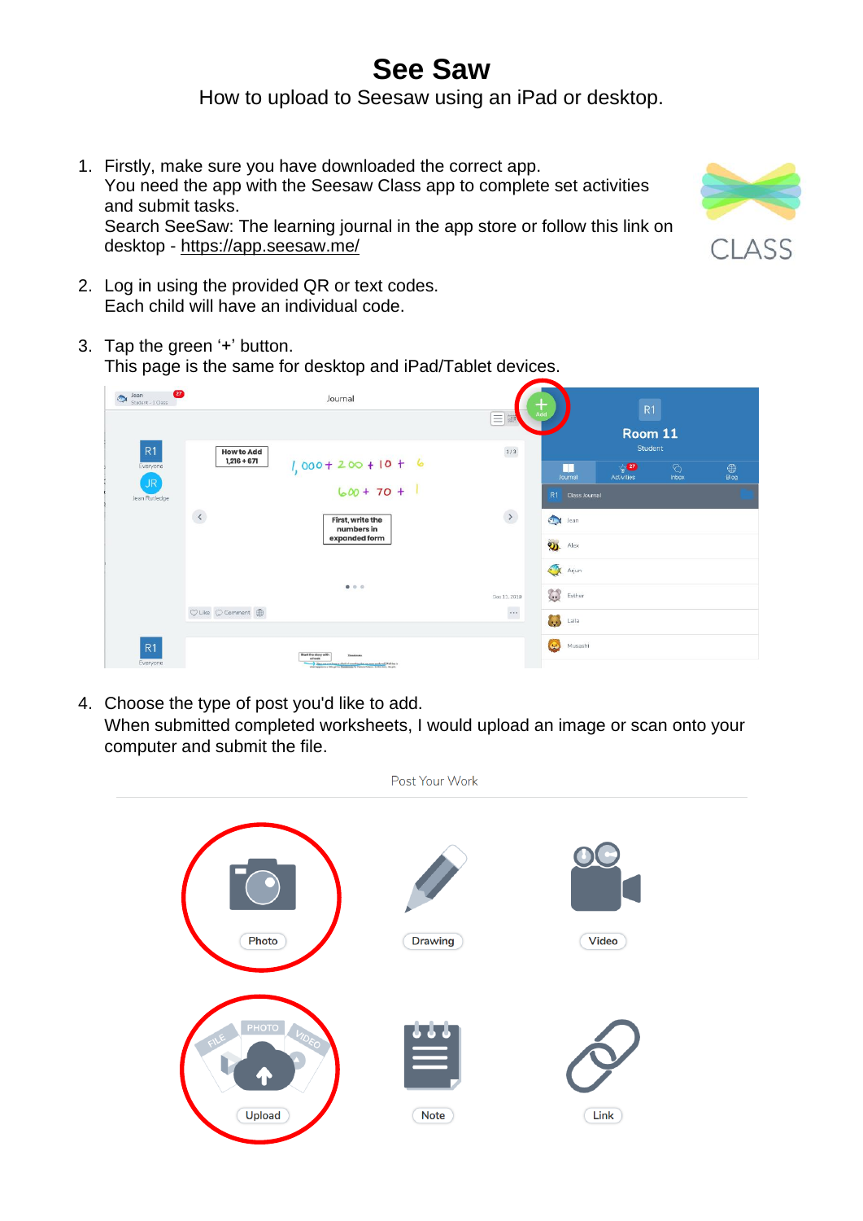# See Saw

How to upload to Seesaw using an iPad or desktop.

1. Firstly, make sure you have downloaded the correct app.
   You need the app with the Seesaw Class app to complete set activities and submit tasks.
   Search SeeSaw: The learning journal in the app store or follow this link on desktop - https://app.seesaw.me/

2. Log in using the provided QR or text codes.
   Each child will have an individual code.

3. Tap the green '+' button.
   This page is the same for desktop and iPad/Tablet devices.

4. Choose the type of post you'd like to add.
   When submitted completed worksheets, I would upload an image or scan onto your computer and submit the file.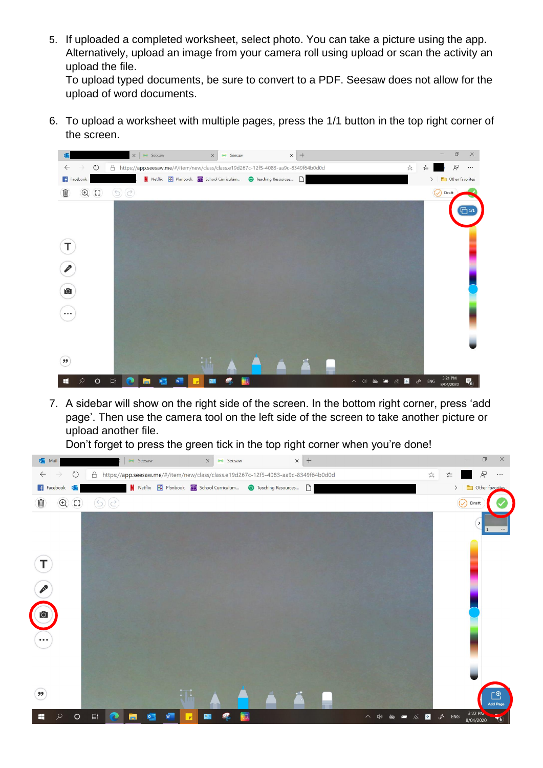5. If uploaded a completed worksheet, select photo. You can take a picture using the app. Alternatively, upload an image from your camera roll using upload or scan the activity an upload the file.
   To upload typed documents, be sure to convert to a PDF. Seesaw does not allow for the upload of word documents.

6. To upload a worksheet with multiple pages, press the 1/1 button in the top right corner of the screen.

7. A sidebar will show on the right side of the screen. In the bottom right corner, press 'add page'. Then use the camera tool on the left side of the screen to take another picture or upload another file.
   Don't forget to press the green tick in the top right corner when you're done!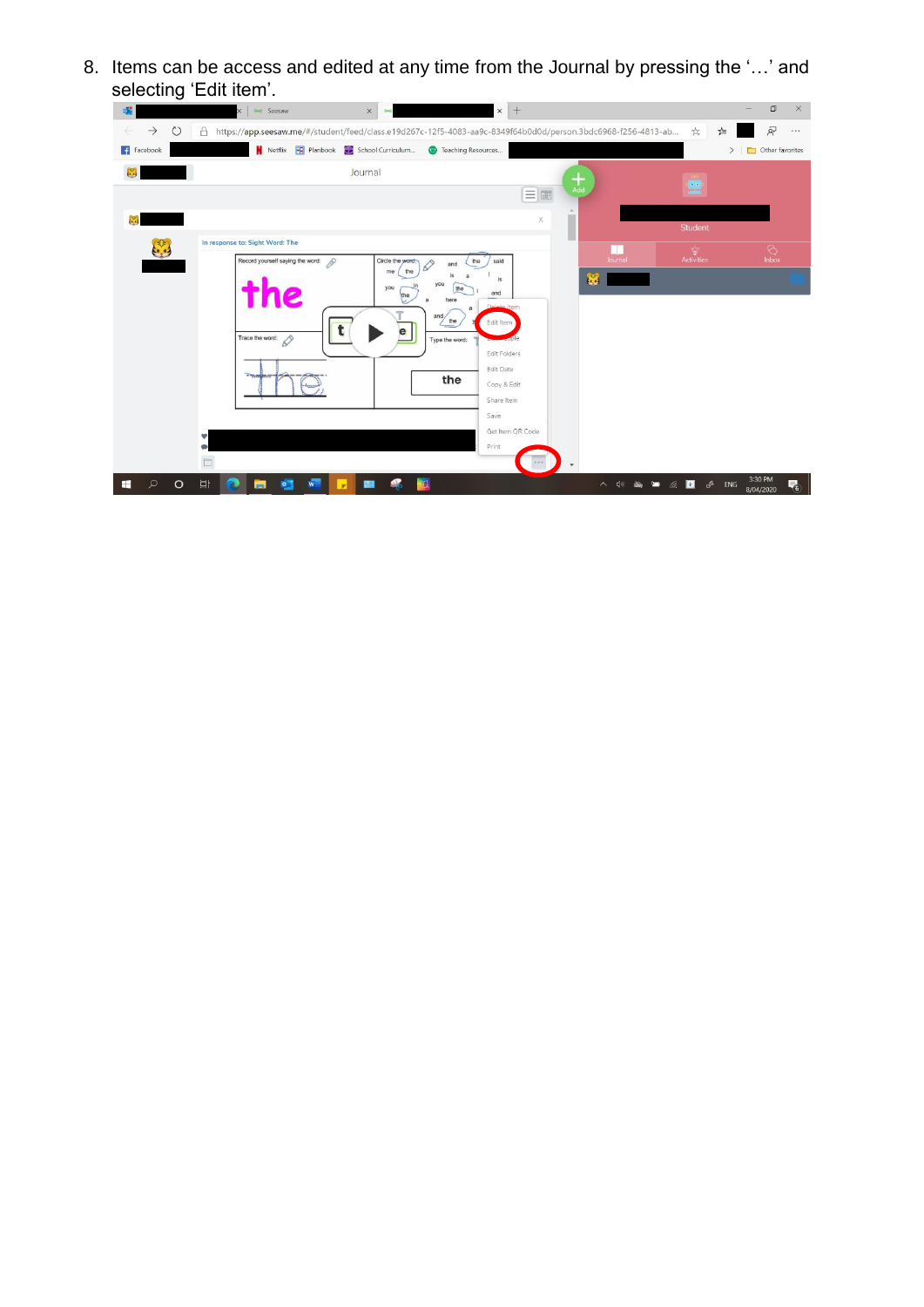8. Items can be access and edited at any time from the Journal by pressing the '…' and selecting 'Edit item'.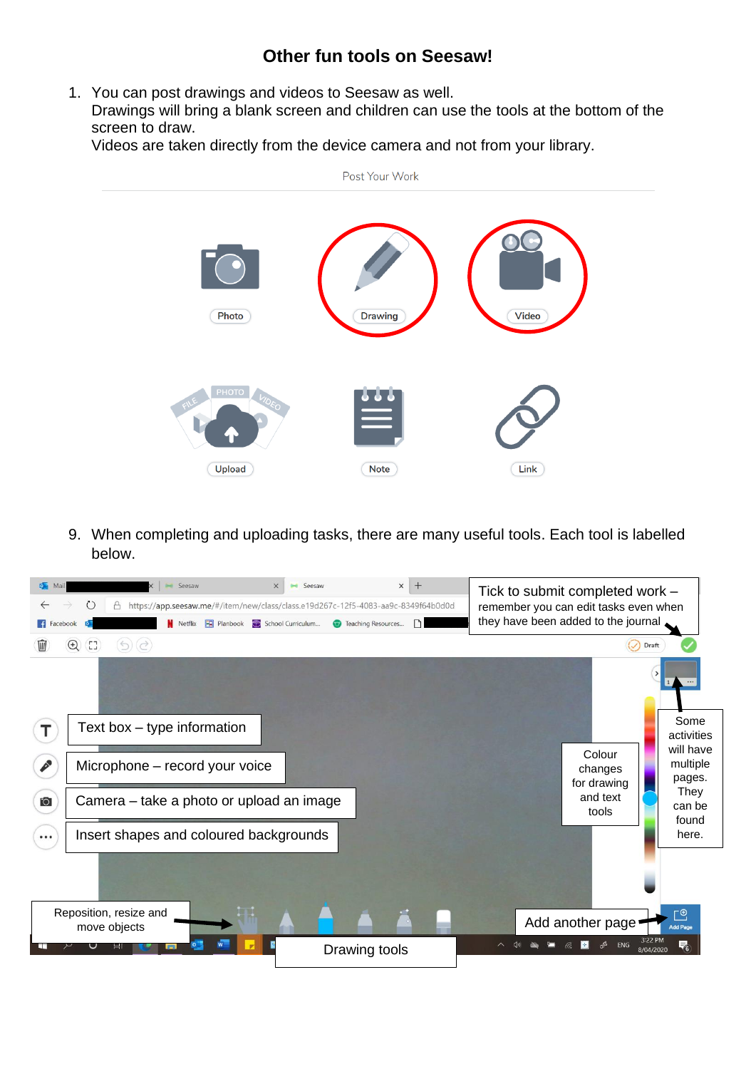# Other fun tools on Seesaw!

1. You can post drawings and videos to Seesaw as well.
   Drawings will bring a blank screen and children can use the tools at the bottom of the screen to draw.
   Videos are taken directly from the device camera and not from your library.

Post Your Work

Photo

Drawing

Video

Upload

Note

Link

9. When completing and uploading tasks, there are many useful tools. Each tool is labelled below.

Tick to submit completed work – remember you can edit tasks even when they have been added to the journal

Text box – type information

Microphone – record your voice

Camera – take a photo or upload an image

Insert shapes and coloured backgrounds

Colour changes for drawing and text tools

Some activities will have multiple pages. They can be found here.

Reposition, resize and move objects

Drawing tools

Add another page